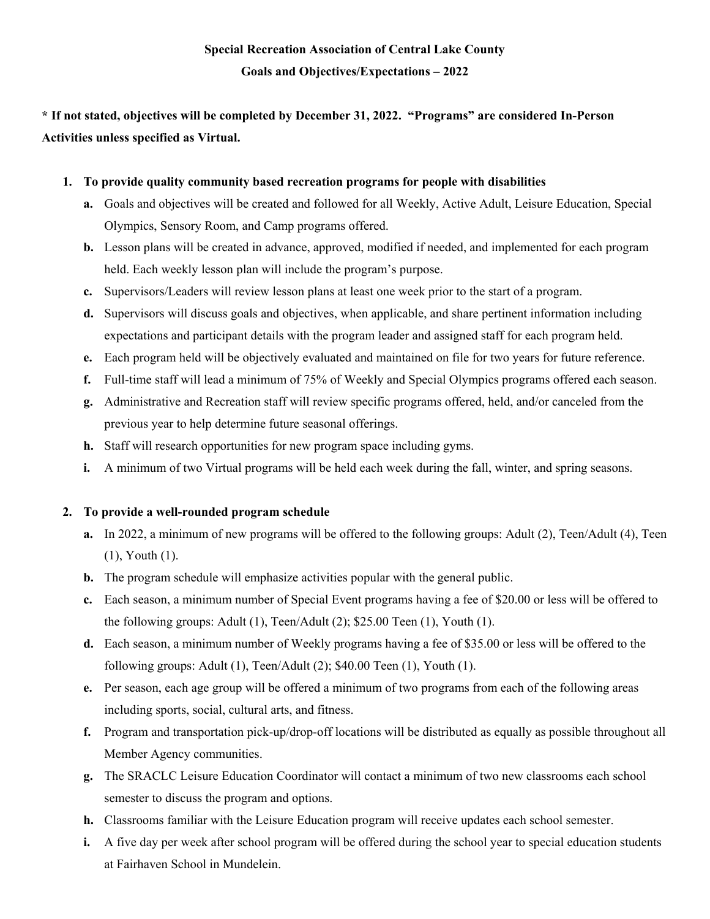# Special Recreation Association of Central Lake County

## Goals and Objectives/Expectations – 2022

**\* If not stated, objectives will be completed by December 31, 2022. "Programs" are considered In-Person Activities unless specified as Virtual.**

1. **To provide quality community based recreation programs for people with disabilities**
   - **a.** Goals and objectives will be created and followed for all Weekly, Active Adult, Leisure Education, Special Olympics, Sensory Room, and Camp programs offered.
   - **b.** Lesson plans will be created in advance, approved, modified if needed, and implemented for each program held. Each weekly lesson plan will include the program's purpose.
   - **c.** Supervisors/Leaders will review lesson plans at least one week prior to the start of a program.
   - **d.** Supervisors will discuss goals and objectives, when applicable, and share pertinent information including expectations and participant details with the program leader and assigned staff for each program held.
   - **e.** Each program held will be objectively evaluated and maintained on file for two years for future reference.
   - **f.** Full-time staff will lead a minimum of 75% of Weekly and Special Olympics programs offered each season.
   - **g.** Administrative and Recreation staff will review specific programs offered, held, and/or canceled from the previous year to help determine future seasonal offerings.
   - **h.** Staff will research opportunities for new program space including gyms.
   - **i.** A minimum of two Virtual programs will be held each week during the fall, winter, and spring seasons.

2. **To provide a well-rounded program schedule**
   - **a.** In 2022, a minimum of new programs will be offered to the following groups: Adult (2), Teen/Adult (4), Teen (1), Youth (1).
   - **b.** The program schedule will emphasize activities popular with the general public.
   - **c.** Each season, a minimum number of Special Event programs having a fee of $20.00 or less will be offered to the following groups: Adult (1), Teen/Adult (2); $25.00 Teen (1), Youth (1).
   - **d.** Each season, a minimum number of Weekly programs having a fee of $35.00 or less will be offered to the following groups: Adult (1), Teen/Adult (2); $40.00 Teen (1), Youth (1).
   - **e.** Per season, each age group will be offered a minimum of two programs from each of the following areas including sports, social, cultural arts, and fitness.
   - **f.** Program and transportation pick-up/drop-off locations will be distributed as equally as possible throughout all Member Agency communities.
   - **g.** The SRACLC Leisure Education Coordinator will contact a minimum of two new classrooms each school semester to discuss the program and options.
   - **h.** Classrooms familiar with the Leisure Education program will receive updates each school semester.
   - **i.** A five day per week after school program will be offered during the school year to special education students at Fairhaven School in Mundelein.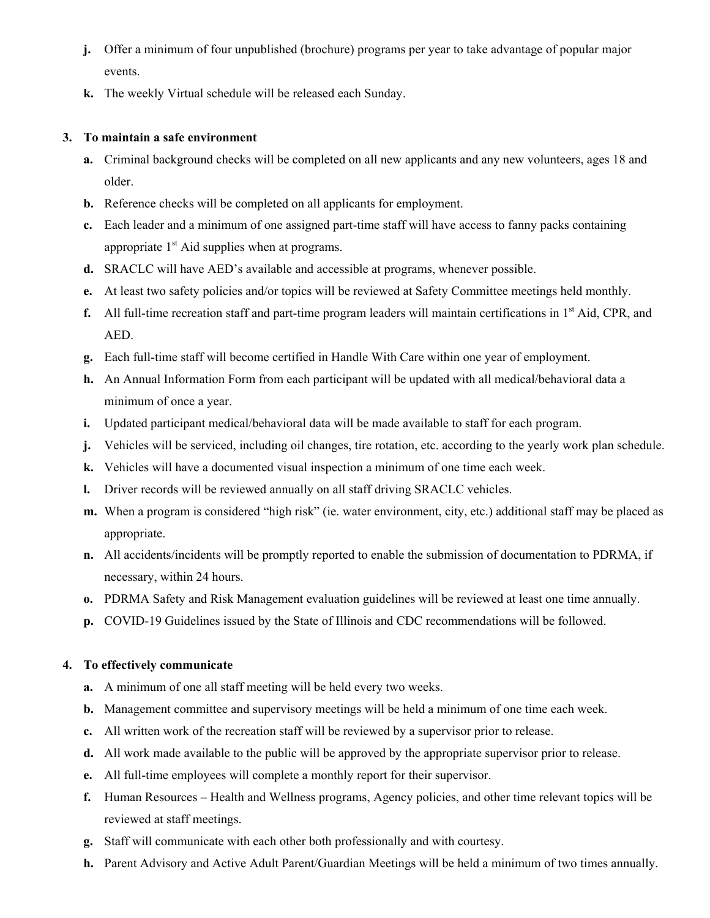- **j.** Offer a minimum of four unpublished (brochure) programs per year to take advantage of popular major events.
- **k.** The weekly Virtual schedule will be released each Sunday.

**3. To maintain a safe environment**

- **a.** Criminal background checks will be completed on all new applicants and any new volunteers, ages 18 and older.
- **b.** Reference checks will be completed on all applicants for employment.
- **c.** Each leader and a minimum of one assigned part-time staff will have access to fanny packs containing appropriate 1st Aid supplies when at programs.
- **d.** SRACLC will have AED's available and accessible at programs, whenever possible.
- **e.** At least two safety policies and/or topics will be reviewed at Safety Committee meetings held monthly.
- **f.** All full-time recreation staff and part-time program leaders will maintain certifications in 1st Aid, CPR, and AED.
- **g.** Each full-time staff will become certified in Handle With Care within one year of employment.
- **h.** An Annual Information Form from each participant will be updated with all medical/behavioral data a minimum of once a year.
- **i.** Updated participant medical/behavioral data will be made available to staff for each program.
- **j.** Vehicles will be serviced, including oil changes, tire rotation, etc. according to the yearly work plan schedule.
- **k.** Vehicles will have a documented visual inspection a minimum of one time each week.
- **l.** Driver records will be reviewed annually on all staff driving SRACLC vehicles.
- **m.** When a program is considered "high risk" (ie. water environment, city, etc.) additional staff may be placed as appropriate.
- **n.** All accidents/incidents will be promptly reported to enable the submission of documentation to PDRMA, if necessary, within 24 hours.
- **o.** PDRMA Safety and Risk Management evaluation guidelines will be reviewed at least one time annually.
- **p.** COVID-19 Guidelines issued by the State of Illinois and CDC recommendations will be followed.

**4. To effectively communicate**

- **a.** A minimum of one all staff meeting will be held every two weeks.
- **b.** Management committee and supervisory meetings will be held a minimum of one time each week.
- **c.** All written work of the recreation staff will be reviewed by a supervisor prior to release.
- **d.** All work made available to the public will be approved by the appropriate supervisor prior to release.
- **e.** All full-time employees will complete a monthly report for their supervisor.
- **f.** Human Resources – Health and Wellness programs, Agency policies, and other time relevant topics will be reviewed at staff meetings.
- **g.** Staff will communicate with each other both professionally and with courtesy.
- **h.** Parent Advisory and Active Adult Parent/Guardian Meetings will be held a minimum of two times annually.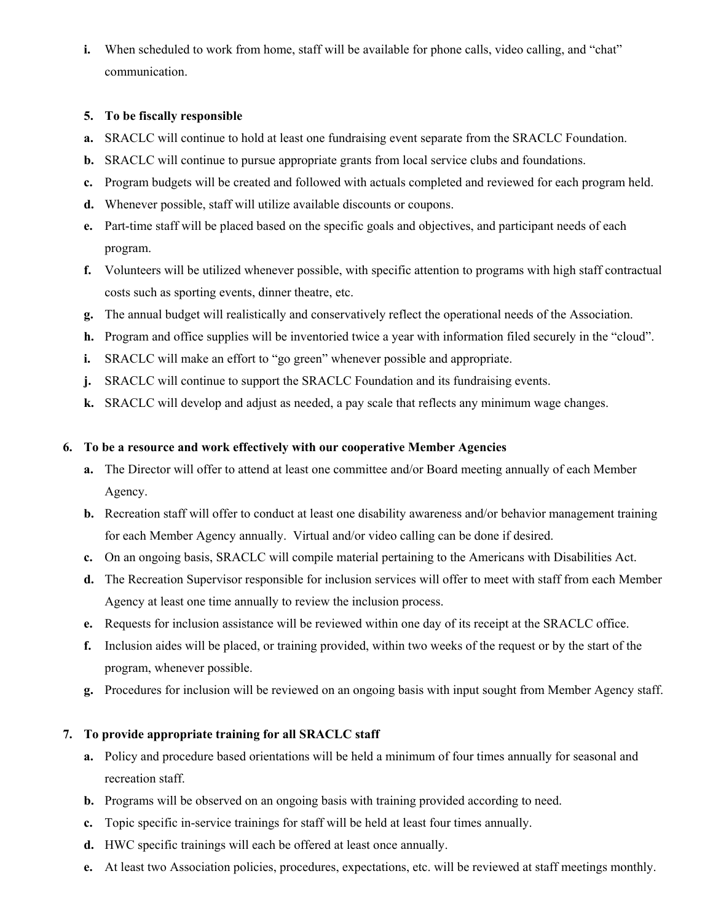i. When scheduled to work from home, staff will be available for phone calls, video calling, and "chat" communication.

**5. To be fiscally responsible**

a. SRACLC will continue to hold at least one fundraising event separate from the SRACLC Foundation.
b. SRACLC will continue to pursue appropriate grants from local service clubs and foundations.
c. Program budgets will be created and followed with actuals completed and reviewed for each program held.
d. Whenever possible, staff will utilize available discounts or coupons.
e. Part-time staff will be placed based on the specific goals and objectives, and participant needs of each program.
f. Volunteers will be utilized whenever possible, with specific attention to programs with high staff contractual costs such as sporting events, dinner theatre, etc.
g. The annual budget will realistically and conservatively reflect the operational needs of the Association.
h. Program and office supplies will be inventoried twice a year with information filed securely in the "cloud".
i. SRACLC will make an effort to "go green" whenever possible and appropriate.
j. SRACLC will continue to support the SRACLC Foundation and its fundraising events.
k. SRACLC will develop and adjust as needed, a pay scale that reflects any minimum wage changes.

**6. To be a resource and work effectively with our cooperative Member Agencies**

a. The Director will offer to attend at least one committee and/or Board meeting annually of each Member Agency.
b. Recreation staff will offer to conduct at least one disability awareness and/or behavior management training for each Member Agency annually. Virtual and/or video calling can be done if desired.
c. On an ongoing basis, SRACLC will compile material pertaining to the Americans with Disabilities Act.
d. The Recreation Supervisor responsible for inclusion services will offer to meet with staff from each Member Agency at least one time annually to review the inclusion process.
e. Requests for inclusion assistance will be reviewed within one day of its receipt at the SRACLC office.
f. Inclusion aides will be placed, or training provided, within two weeks of the request or by the start of the program, whenever possible.
g. Procedures for inclusion will be reviewed on an ongoing basis with input sought from Member Agency staff.

**7. To provide appropriate training for all SRACLC staff**

a. Policy and procedure based orientations will be held a minimum of four times annually for seasonal and recreation staff.
b. Programs will be observed on an ongoing basis with training provided according to need.
c. Topic specific in-service trainings for staff will be held at least four times annually.
d. HWC specific trainings will each be offered at least once annually.
e. At least two Association policies, procedures, expectations, etc. will be reviewed at staff meetings monthly.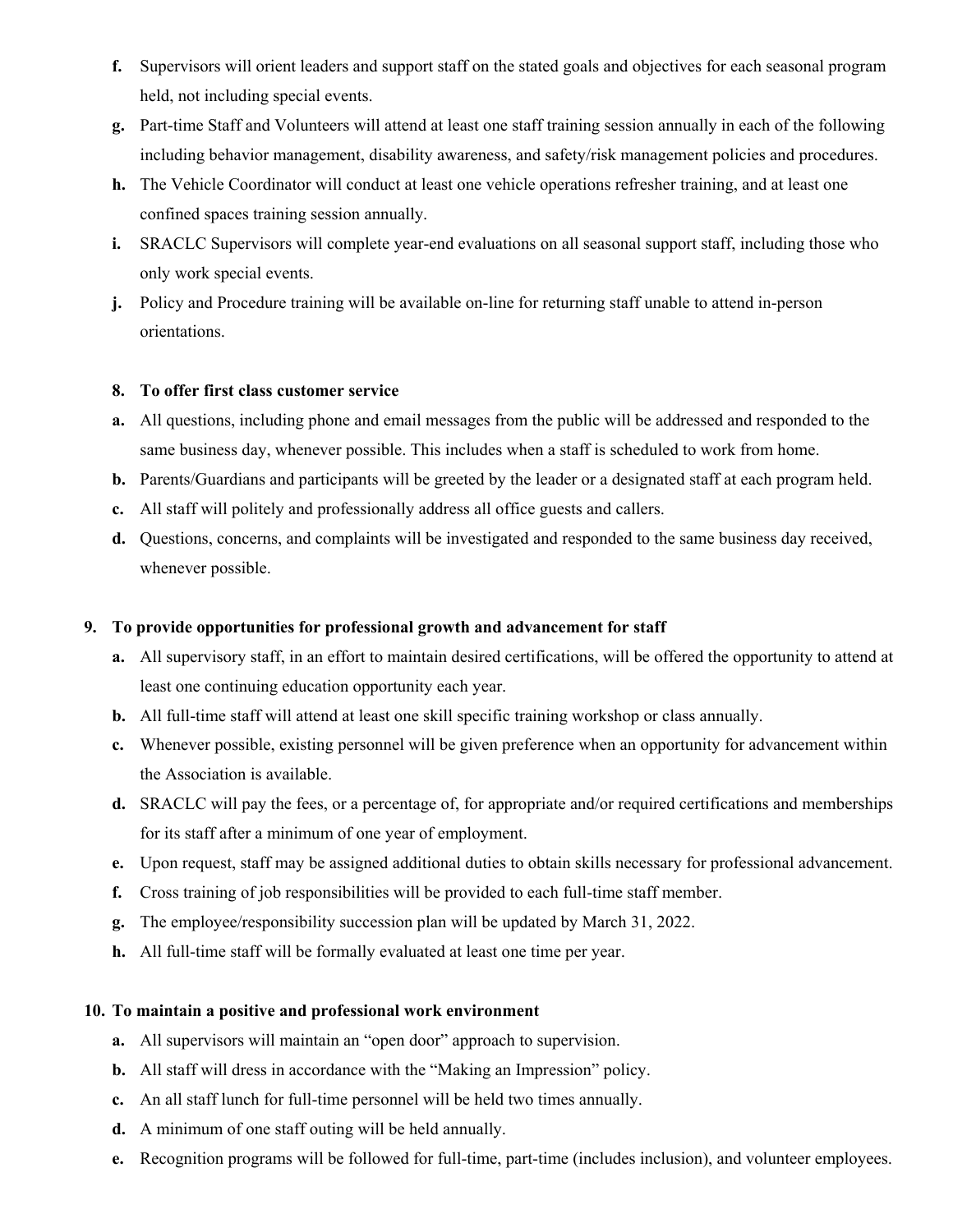f. Supervisors will orient leaders and support staff on the stated goals and objectives for each seasonal program held, not including special events.

g. Part-time Staff and Volunteers will attend at least one staff training session annually in each of the following including behavior management, disability awareness, and safety/risk management policies and procedures.

h. The Vehicle Coordinator will conduct at least one vehicle operations refresher training, and at least one confined spaces training session annually.

i. SRACLC Supervisors will complete year-end evaluations on all seasonal support staff, including those who only work special events.

j. Policy and Procedure training will be available on-line for returning staff unable to attend in-person orientations.

**8. To offer first class customer service**

a. All questions, including phone and email messages from the public will be addressed and responded to the same business day, whenever possible. This includes when a staff is scheduled to work from home.

b. Parents/Guardians and participants will be greeted by the leader or a designated staff at each program held.

c. All staff will politely and professionally address all office guests and callers.

d. Questions, concerns, and complaints will be investigated and responded to the same business day received, whenever possible.

**9. To provide opportunities for professional growth and advancement for staff**

a. All supervisory staff, in an effort to maintain desired certifications, will be offered the opportunity to attend at least one continuing education opportunity each year.

b. All full-time staff will attend at least one skill specific training workshop or class annually.

c. Whenever possible, existing personnel will be given preference when an opportunity for advancement within the Association is available.

d. SRACLC will pay the fees, or a percentage of, for appropriate and/or required certifications and memberships for its staff after a minimum of one year of employment.

e. Upon request, staff may be assigned additional duties to obtain skills necessary for professional advancement.

f. Cross training of job responsibilities will be provided to each full-time staff member.

g. The employee/responsibility succession plan will be updated by March 31, 2022.

h. All full-time staff will be formally evaluated at least one time per year.

**10. To maintain a positive and professional work environment**

a. All supervisors will maintain an "open door" approach to supervision.

b. All staff will dress in accordance with the "Making an Impression" policy.

c. An all staff lunch for full-time personnel will be held two times annually.

d. A minimum of one staff outing will be held annually.

e. Recognition programs will be followed for full-time, part-time (includes inclusion), and volunteer employees.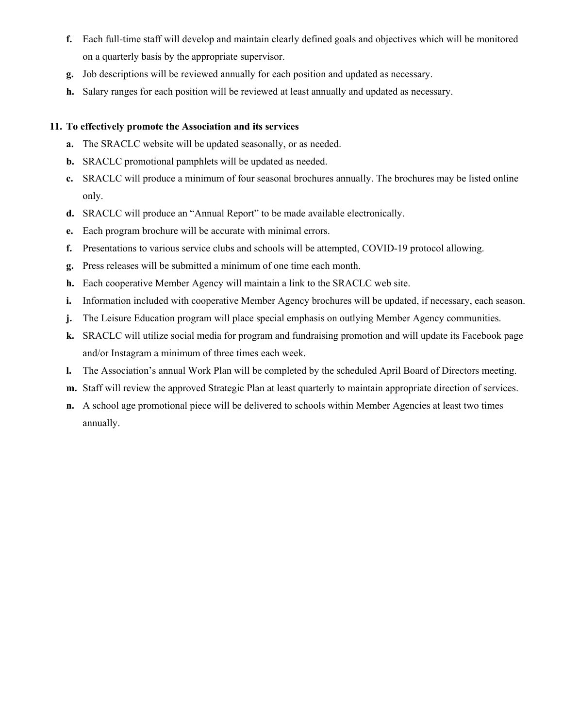- **f.** Each full-time staff will develop and maintain clearly defined goals and objectives which will be monitored on a quarterly basis by the appropriate supervisor.
- **g.** Job descriptions will be reviewed annually for each position and updated as necessary.
- **h.** Salary ranges for each position will be reviewed at least annually and updated as necessary.

**11. To effectively promote the Association and its services**

- **a.** The SRACLC website will be updated seasonally, or as needed.
- **b.** SRACLC promotional pamphlets will be updated as needed.
- **c.** SRACLC will produce a minimum of four seasonal brochures annually. The brochures may be listed online only.
- **d.** SRACLC will produce an "Annual Report" to be made available electronically.
- **e.** Each program brochure will be accurate with minimal errors.
- **f.** Presentations to various service clubs and schools will be attempted, COVID-19 protocol allowing.
- **g.** Press releases will be submitted a minimum of one time each month.
- **h.** Each cooperative Member Agency will maintain a link to the SRACLC web site.
- **i.** Information included with cooperative Member Agency brochures will be updated, if necessary, each season.
- **j.** The Leisure Education program will place special emphasis on outlying Member Agency communities.
- **k.** SRACLC will utilize social media for program and fundraising promotion and will update its Facebook page and/or Instagram a minimum of three times each week.
- **l.** The Association's annual Work Plan will be completed by the scheduled April Board of Directors meeting.
- **m.** Staff will review the approved Strategic Plan at least quarterly to maintain appropriate direction of services.
- **n.** A school age promotional piece will be delivered to schools within Member Agencies at least two times annually.